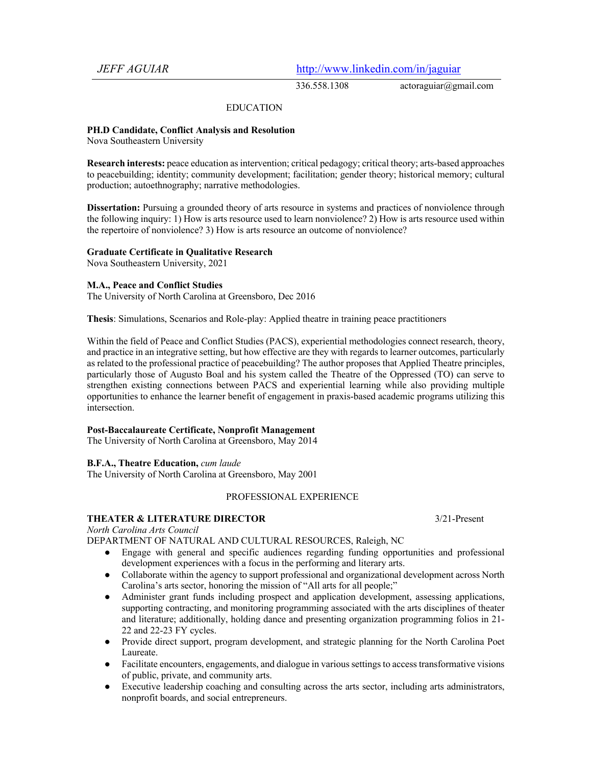*JEFF AGUIAR* [http://www.linkedin.com/in/jaguiar](http://www.linkedin.com/in/jaguiar)

336.558.1308 actoraguiar@gmail.com

## EDUCATION

**PH.D Candidate, Conflict Analysis and Resolution**
Nova Southeastern University

**Research interests:** peace education as intervention; critical pedagogy; critical theory; arts-based approaches to peacebuilding; identity; community development; facilitation; gender theory; historical memory; cultural production; autoethnography; narrative methodologies.

**Dissertation:** Pursuing a grounded theory of arts resource in systems and practices of nonviolence through the following inquiry: 1) How is arts resource used to learn nonviolence? 2) How is arts resource used within the repertoire of nonviolence? 3) How is arts resource an outcome of nonviolence?

**Graduate Certificate in Qualitative Research**
Nova Southeastern University, 2021

**M.A., Peace and Conflict Studies**
The University of North Carolina at Greensboro, Dec 2016

**Thesis**: Simulations, Scenarios and Role-play: Applied theatre in training peace practitioners

Within the field of Peace and Conflict Studies (PACS), experiential methodologies connect research, theory, and practice in an integrative setting, but how effective are they with regards to learner outcomes, particularly as related to the professional practice of peacebuilding? The author proposes that Applied Theatre principles, particularly those of Augusto Boal and his system called the Theatre of the Oppressed (TO) can serve to strengthen existing connections between PACS and experiential learning while also providing multiple opportunities to enhance the learner benefit of engagement in praxis-based academic programs utilizing this intersection.

**Post-Baccalaureate Certificate, Nonprofit Management**
The University of North Carolina at Greensboro, May 2014

**B.F.A., Theatre Education,** *cum laude*
The University of North Carolina at Greensboro, May 2001

## PROFESSIONAL EXPERIENCE

**THEATER & LITERATURE DIRECTOR** 3/21-Present
*North Carolina Arts Council*
DEPARTMENT OF NATURAL AND CULTURAL RESOURCES, Raleigh, NC

- Engage with general and specific audiences regarding funding opportunities and professional development experiences with a focus in the performing and literary arts.
- Collaborate within the agency to support professional and organizational development across North Carolina's arts sector, honoring the mission of "All arts for all people;"
- Administer grant funds including prospect and application development, assessing applications, supporting contracting, and monitoring programming associated with the arts disciplines of theater and literature; additionally, holding dance and presenting organization programming folios in 21-22 and 22-23 FY cycles.
- Provide direct support, program development, and strategic planning for the North Carolina Poet Laureate.
- Facilitate encounters, engagements, and dialogue in various settings to access transformative visions of public, private, and community arts.
- Executive leadership coaching and consulting across the arts sector, including arts administrators, nonprofit boards, and social entrepreneurs.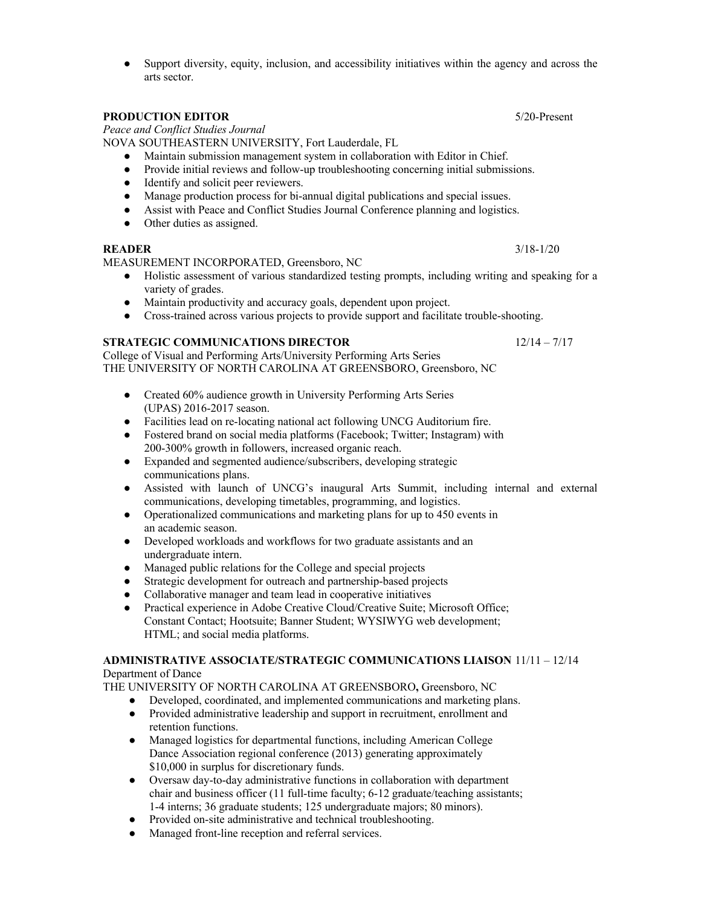- Support diversity, equity, inclusion, and accessibility initiatives within the agency and across the arts sector.

**PRODUCTION EDITOR** 5/20-Present

*Peace and Conflict Studies Journal*
NOVA SOUTHEASTERN UNIVERSITY, Fort Lauderdale, FL

- Maintain submission management system in collaboration with Editor in Chief.
- Provide initial reviews and follow-up troubleshooting concerning initial submissions.
- Identify and solicit peer reviewers.
- Manage production process for bi-annual digital publications and special issues.
- Assist with Peace and Conflict Studies Journal Conference planning and logistics.
- Other duties as assigned.

**READER** 3/18-1/20

MEASUREMENT INCORPORATED, Greensboro, NC

- Holistic assessment of various standardized testing prompts, including writing and speaking for a variety of grades.
- Maintain productivity and accuracy goals, dependent upon project.
- Cross-trained across various projects to provide support and facilitate trouble-shooting.

**STRATEGIC COMMUNICATIONS DIRECTOR** 12/14 – 7/17

College of Visual and Performing Arts/University Performing Arts Series
THE UNIVERSITY OF NORTH CAROLINA AT GREENSBORO, Greensboro, NC

- Created 60% audience growth in University Performing Arts Series (UPAS) 2016-2017 season.
- Facilities lead on re-locating national act following UNCG Auditorium fire.
- Fostered brand on social media platforms (Facebook; Twitter; Instagram) with 200-300% growth in followers, increased organic reach.
- Expanded and segmented audience/subscribers, developing strategic communications plans.
- Assisted with launch of UNCG's inaugural Arts Summit, including internal and external communications, developing timetables, programming, and logistics.
- Operationalized communications and marketing plans for up to 450 events in an academic season.
- Developed workloads and workflows for two graduate assistants and an undergraduate intern.
- Managed public relations for the College and special projects
- Strategic development for outreach and partnership-based projects
- Collaborative manager and team lead in cooperative initiatives
- Practical experience in Adobe Creative Cloud/Creative Suite; Microsoft Office; Constant Contact; Hootsuite; Banner Student; WYSIWYG web development; HTML; and social media platforms.

**ADMINISTRATIVE ASSOCIATE/STRATEGIC COMMUNICATIONS LIAISON** 11/11 – 12/14

Department of Dance
THE UNIVERSITY OF NORTH CAROLINA AT GREENSBORO**,** Greensboro, NC

- Developed, coordinated, and implemented communications and marketing plans.
- Provided administrative leadership and support in recruitment, enrollment and retention functions.
- Managed logistics for departmental functions, including American College Dance Association regional conference (2013) generating approximately $10,000 in surplus for discretionary funds.
- Oversaw day-to-day administrative functions in collaboration with department chair and business officer (11 full-time faculty; 6-12 graduate/teaching assistants; 1-4 interns; 36 graduate students; 125 undergraduate majors; 80 minors).
- Provided on-site administrative and technical troubleshooting.
- Managed front-line reception and referral services.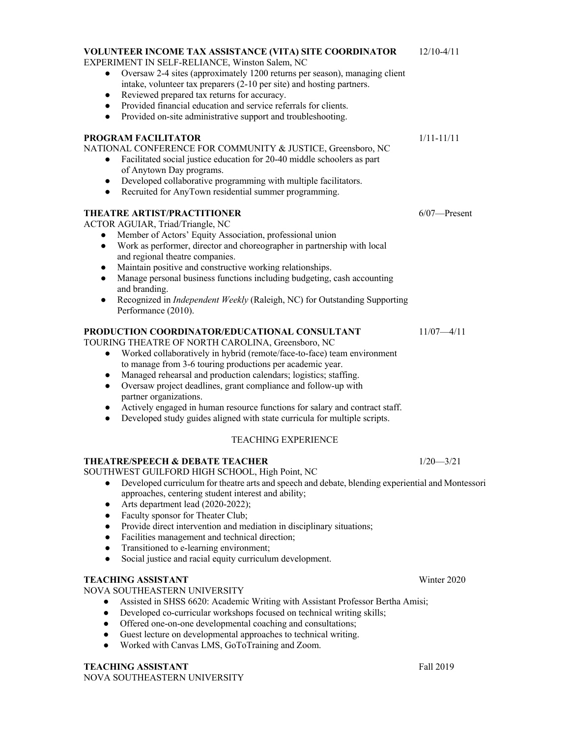**VOLUNTEER INCOME TAX ASSISTANCE (VITA) SITE COORDINATOR** 12/10-4/11
EXPERIMENT IN SELF-RELIANCE, Winston Salem, NC

- Oversaw 2-4 sites (approximately 1200 returns per season), managing client intake, volunteer tax preparers (2-10 per site) and hosting partners.
- Reviewed prepared tax returns for accuracy.
- Provided financial education and service referrals for clients.
- Provided on-site administrative support and troubleshooting.

**PROGRAM FACILITATOR** 1/11-11/11
NATIONAL CONFERENCE FOR COMMUNITY & JUSTICE, Greensboro, NC

- Facilitated social justice education for 20-40 middle schoolers as part of Anytown Day programs.
- Developed collaborative programming with multiple facilitators.
- Recruited for AnyTown residential summer programming.

**THEATRE ARTIST/PRACTITIONER** 6/07—Present
ACTOR AGUIAR, Triad/Triangle, NC

- Member of Actors' Equity Association, professional union
- Work as performer, director and choreographer in partnership with local and regional theatre companies.
- Maintain positive and constructive working relationships.
- Manage personal business functions including budgeting, cash accounting and branding.
- Recognized in *Independent Weekly* (Raleigh, NC) for Outstanding Supporting Performance (2010).

**PRODUCTION COORDINATOR/EDUCATIONAL CONSULTANT** 11/07—4/11
TOURING THEATRE OF NORTH CAROLINA, Greensboro, NC

- Worked collaboratively in hybrid (remote/face-to-face) team environment to manage from 3-6 touring productions per academic year.
- Managed rehearsal and production calendars; logistics; staffing.
- Oversaw project deadlines, grant compliance and follow-up with partner organizations.
- Actively engaged in human resource functions for salary and contract staff.
- Developed study guides aligned with state curricula for multiple scripts.

## TEACHING EXPERIENCE

**THEATRE/SPEECH & DEBATE TEACHER** 1/20—3/21
SOUTHWEST GUILFORD HIGH SCHOOL, High Point, NC

- Developed curriculum for theatre arts and speech and debate, blending experiential and Montessori approaches, centering student interest and ability;
- Arts department lead (2020-2022);
- Faculty sponsor for Theater Club;
- Provide direct intervention and mediation in disciplinary situations;
- Facilities management and technical direction;
- Transitioned to e-learning environment;
- Social justice and racial equity curriculum development.

**TEACHING ASSISTANT** Winter 2020
NOVA SOUTHEASTERN UNIVERSITY

- Assisted in SHSS 6620: Academic Writing with Assistant Professor Bertha Amisi;
- Developed co-curricular workshops focused on technical writing skills;
- Offered one-on-one developmental coaching and consultations;
- Guest lecture on developmental approaches to technical writing.
- Worked with Canvas LMS, GoToTraining and Zoom.

**TEACHING ASSISTANT** Fall 2019
NOVA SOUTHEASTERN UNIVERSITY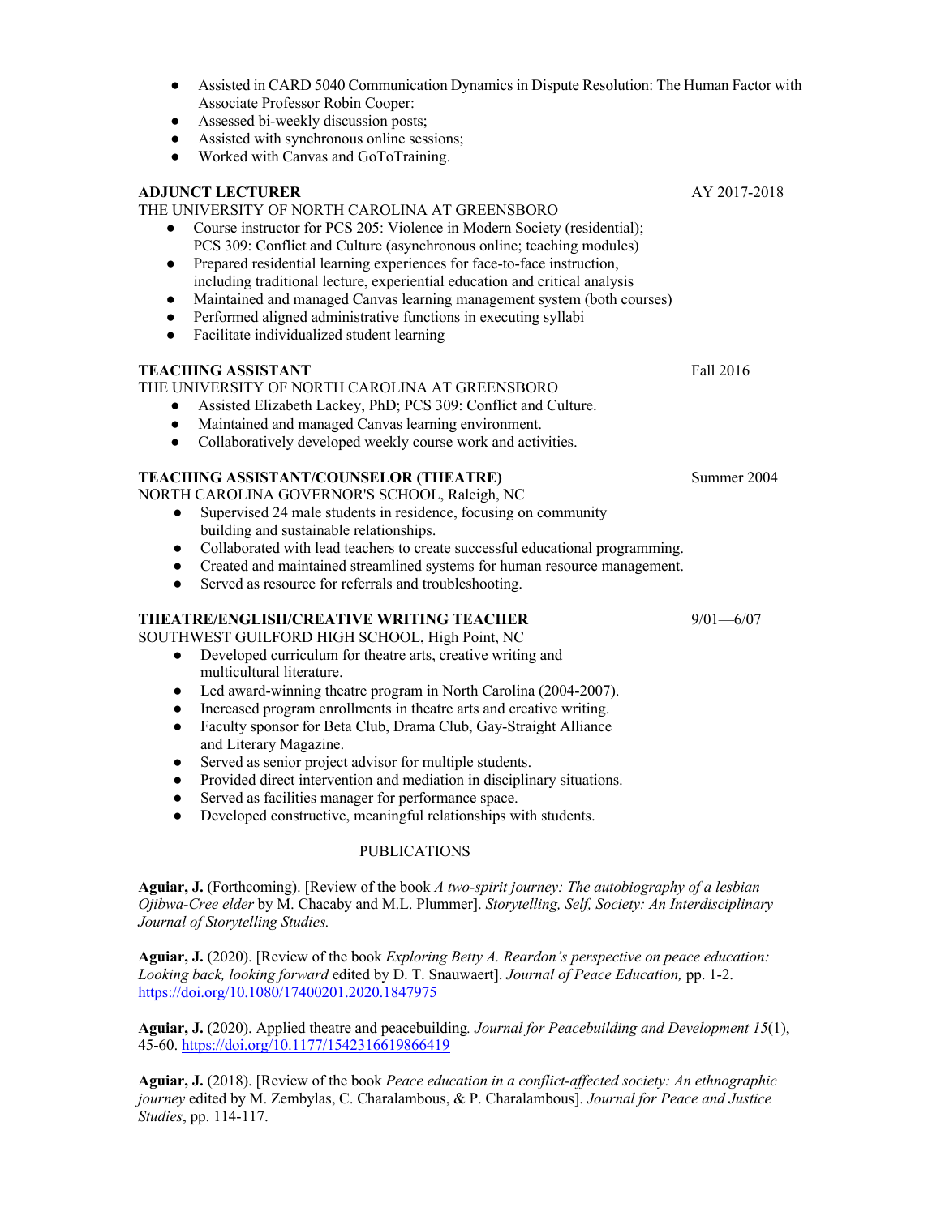- Assisted in CARD 5040 Communication Dynamics in Dispute Resolution: The Human Factor with Associate Professor Robin Cooper:
- Assessed bi-weekly discussion posts;
- Assisted with synchronous online sessions;
- Worked with Canvas and GoToTraining.

**ADJUNCT LECTURER** AY 2017-2018
THE UNIVERSITY OF NORTH CAROLINA AT GREENSBORO

- Course instructor for PCS 205: Violence in Modern Society (residential); PCS 309: Conflict and Culture (asynchronous online; teaching modules)
- Prepared residential learning experiences for face-to-face instruction, including traditional lecture, experiential education and critical analysis
- Maintained and managed Canvas learning management system (both courses)
- Performed aligned administrative functions in executing syllabi
- Facilitate individualized student learning

**TEACHING ASSISTANT** Fall 2016
THE UNIVERSITY OF NORTH CAROLINA AT GREENSBORO

- Assisted Elizabeth Lackey, PhD; PCS 309: Conflict and Culture.
- Maintained and managed Canvas learning environment.
- Collaboratively developed weekly course work and activities.

**TEACHING ASSISTANT/COUNSELOR (THEATRE)** Summer 2004
NORTH CAROLINA GOVERNOR'S SCHOOL, Raleigh, NC

- Supervised 24 male students in residence, focusing on community building and sustainable relationships.
- Collaborated with lead teachers to create successful educational programming.
- Created and maintained streamlined systems for human resource management.
- Served as resource for referrals and troubleshooting.

**THEATRE/ENGLISH/CREATIVE WRITING TEACHER** 9/01—6/07
SOUTHWEST GUILFORD HIGH SCHOOL, High Point, NC

- Developed curriculum for theatre arts, creative writing and multicultural literature.
- Led award-winning theatre program in North Carolina (2004-2007).
- Increased program enrollments in theatre arts and creative writing.
- Faculty sponsor for Beta Club, Drama Club, Gay-Straight Alliance and Literary Magazine.
- Served as senior project advisor for multiple students.
- Provided direct intervention and mediation in disciplinary situations.
- Served as facilities manager for performance space.
- Developed constructive, meaningful relationships with students.

## PUBLICATIONS

**Aguiar, J.** (Forthcoming). [Review of the book *A two-spirit journey: The autobiography of a lesbian Ojibwa-Cree elder* by M. Chacaby and M.L. Plummer]. *Storytelling, Self, Society: An Interdisciplinary Journal of Storytelling Studies.*

**Aguiar, J.** (2020). [Review of the book *Exploring Betty A. Reardon's perspective on peace education: Looking back, looking forward* edited by D. T. Snauwaert]. *Journal of Peace Education,* pp. 1-2. https://doi.org/10.1080/17400201.2020.1847975

**Aguiar, J.** (2020). Applied theatre and peacebuilding. *Journal for Peacebuilding and Development 15*(1), 45-60. https://doi.org/10.1177/1542316619866419

**Aguiar, J.** (2018). [Review of the book *Peace education in a conflict-affected society: An ethnographic journey* edited by M. Zembylas, C. Charalambous, & P. Charalambous]. *Journal for Peace and Justice Studies*, pp. 114-117.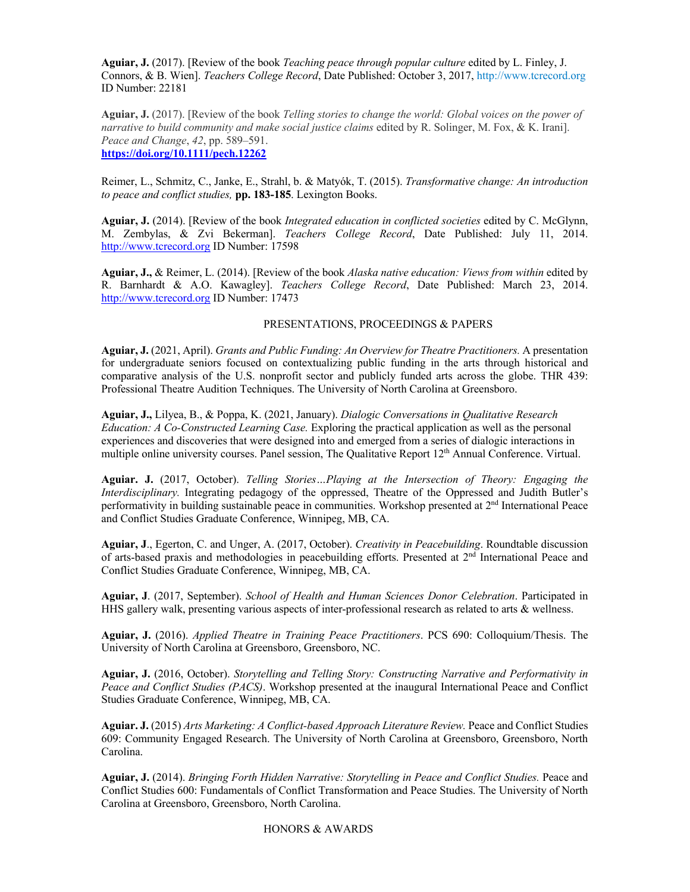**Aguiar, J.** (2017). [Review of the book *Teaching peace through popular culture* edited by L. Finley, J. Connors, & B. Wien]. *Teachers College Record*, Date Published: October 3, 2017, http://www.tcrecord.org ID Number: 22181

**Aguiar, J.** (2017). [Review of the book *Telling stories to change the world: Global voices on the power of narrative to build community and make social justice claims* edited by R. Solinger, M. Fox, & K. Irani]. *Peace and Change*, *42*, pp. 589–591. **https://doi.org/10.1111/pech.12262**

Reimer, L., Schmitz, C., Janke, E., Strahl, b. & Matyók, T. (2015). *Transformative change: An introduction to peace and conflict studies,* **pp. 183-185**. Lexington Books.

**Aguiar, J.** (2014). [Review of the book *Integrated education in conflicted societies* edited by C. McGlynn, M. Zembylas, & Zvi Bekerman]. *Teachers College Record*, Date Published: July 11, 2014. http://www.tcrecord.org ID Number: 17598

**Aguiar, J.,** & Reimer, L. (2014). [Review of the book *Alaska native education: Views from within* edited by R. Barnhardt & A.O. Kawagley]. *Teachers College Record*, Date Published: March 23, 2014. http://www.tcrecord.org ID Number: 17473

## PRESENTATIONS, PROCEEDINGS & PAPERS

**Aguiar, J.** (2021, April). *Grants and Public Funding: An Overview for Theatre Practitioners.* A presentation for undergraduate seniors focused on contextualizing public funding in the arts through historical and comparative analysis of the U.S. nonprofit sector and publicly funded arts across the globe. THR 439: Professional Theatre Audition Techniques. The University of North Carolina at Greensboro.

**Aguiar, J.,** Lilyea, B., & Poppa, K. (2021, January). *Dialogic Conversations in Qualitative Research Education: A Co-Constructed Learning Case.* Exploring the practical application as well as the personal experiences and discoveries that were designed into and emerged from a series of dialogic interactions in multiple online university courses. Panel session, The Qualitative Report 12th Annual Conference. Virtual.

**Aguiar. J.** (2017, October). *Telling Stories…Playing at the Intersection of Theory: Engaging the Interdisciplinary.* Integrating pedagogy of the oppressed, Theatre of the Oppressed and Judith Butler's performativity in building sustainable peace in communities. Workshop presented at 2nd International Peace and Conflict Studies Graduate Conference, Winnipeg, MB, CA.

**Aguiar, J**., Egerton, C. and Unger, A. (2017, October). *Creativity in Peacebuilding*. Roundtable discussion of arts-based praxis and methodologies in peacebuilding efforts. Presented at 2nd International Peace and Conflict Studies Graduate Conference, Winnipeg, MB, CA.

**Aguiar, J**. (2017, September). *School of Health and Human Sciences Donor Celebration*. Participated in HHS gallery walk, presenting various aspects of inter-professional research as related to arts & wellness.

**Aguiar, J.** (2016). *Applied Theatre in Training Peace Practitioners*. PCS 690: Colloquium/Thesis. The University of North Carolina at Greensboro, Greensboro, NC.

**Aguiar, J.** (2016, October). *Storytelling and Telling Story: Constructing Narrative and Performativity in Peace and Conflict Studies (PACS)*. Workshop presented at the inaugural International Peace and Conflict Studies Graduate Conference, Winnipeg, MB, CA.

**Aguiar. J.** (2015) *Arts Marketing: A Conflict-based Approach Literature Review.* Peace and Conflict Studies 609: Community Engaged Research. The University of North Carolina at Greensboro, Greensboro, North Carolina.

**Aguiar, J.** (2014). *Bringing Forth Hidden Narrative: Storytelling in Peace and Conflict Studies.* Peace and Conflict Studies 600: Fundamentals of Conflict Transformation and Peace Studies. The University of North Carolina at Greensboro, Greensboro, North Carolina.

## HONORS & AWARDS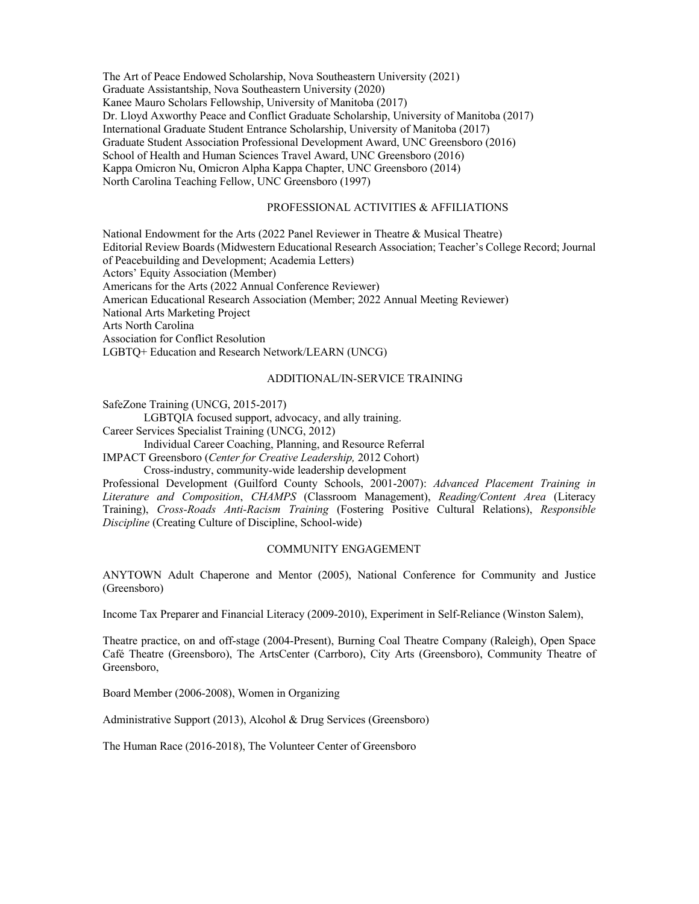The Art of Peace Endowed Scholarship, Nova Southeastern University (2021)
Graduate Assistantship, Nova Southeastern University (2020)
Kanee Mauro Scholars Fellowship, University of Manitoba (2017)
Dr. Lloyd Axworthy Peace and Conflict Graduate Scholarship, University of Manitoba (2017)
International Graduate Student Entrance Scholarship, University of Manitoba (2017)
Graduate Student Association Professional Development Award, UNC Greensboro (2016)
School of Health and Human Sciences Travel Award, UNC Greensboro (2016)
Kappa Omicron Nu, Omicron Alpha Kappa Chapter, UNC Greensboro (2014)
North Carolina Teaching Fellow, UNC Greensboro (1997)

## PROFESSIONAL ACTIVITIES & AFFILIATIONS

National Endowment for the Arts (2022 Panel Reviewer in Theatre & Musical Theatre)
Editorial Review Boards (Midwestern Educational Research Association; Teacher's College Record; Journal of Peacebuilding and Development; Academia Letters)
Actors' Equity Association (Member)
Americans for the Arts (2022 Annual Conference Reviewer)
American Educational Research Association (Member; 2022 Annual Meeting Reviewer)
National Arts Marketing Project
Arts North Carolina
Association for Conflict Resolution
LGBTQ+ Education and Research Network/LEARN (UNCG)

## ADDITIONAL/IN-SERVICE TRAINING

SafeZone Training (UNCG, 2015-2017)
    LGBTQIA focused support, advocacy, and ally training.
Career Services Specialist Training (UNCG, 2012)
    Individual Career Coaching, Planning, and Resource Referral
IMPACT Greensboro (*Center for Creative Leadership,* 2012 Cohort)
    Cross-industry, community-wide leadership development
Professional Development (Guilford County Schools, 2001-2007): *Advanced Placement Training in Literature and Composition*, *CHAMPS* (Classroom Management), *Reading/Content Area* (Literacy Training), *Cross-Roads Anti-Racism Training* (Fostering Positive Cultural Relations), *Responsible Discipline* (Creating Culture of Discipline, School-wide)

## COMMUNITY ENGAGEMENT

ANYTOWN Adult Chaperone and Mentor (2005), National Conference for Community and Justice (Greensboro)

Income Tax Preparer and Financial Literacy (2009-2010), Experiment in Self-Reliance (Winston Salem),

Theatre practice, on and off-stage (2004-Present), Burning Coal Theatre Company (Raleigh), Open Space Café Theatre (Greensboro), The ArtsCenter (Carrboro), City Arts (Greensboro), Community Theatre of Greensboro,

Board Member (2006-2008), Women in Organizing

Administrative Support (2013), Alcohol & Drug Services (Greensboro)

The Human Race (2016-2018), The Volunteer Center of Greensboro